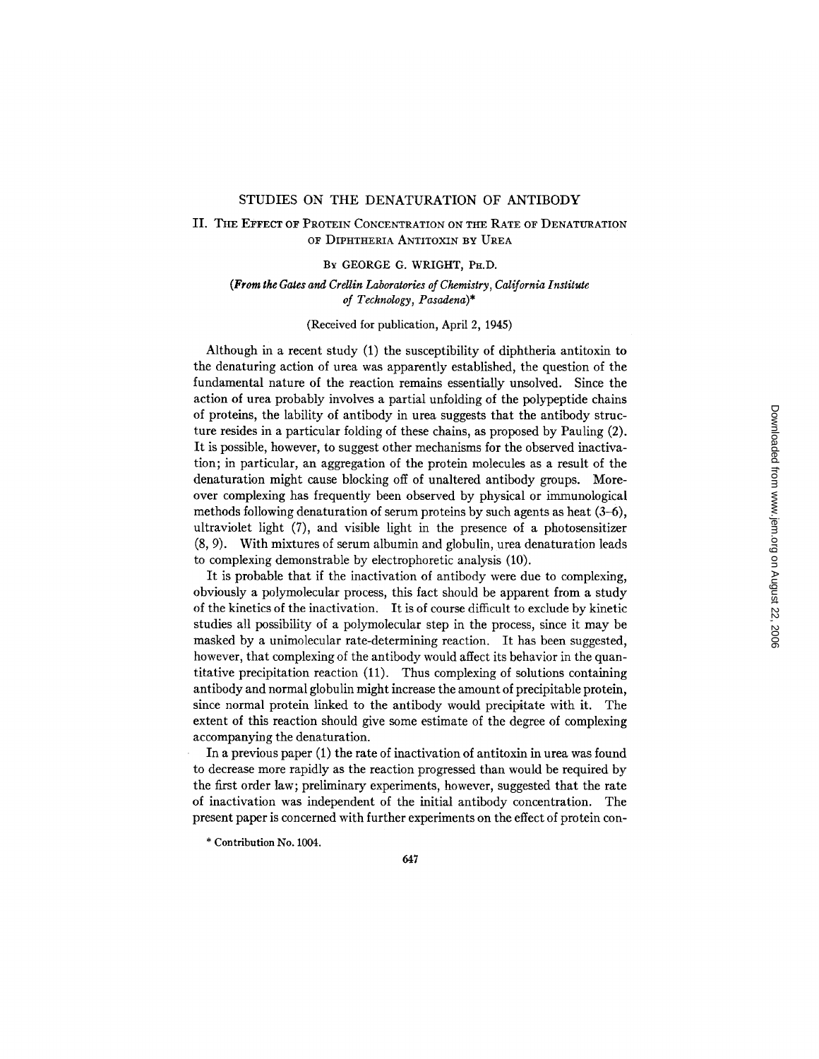# STUDIES ON THE DENATURATION OF ANTIBODY

## II. The Effect of Protein Concentration on the Rate of Denaturation of Diphtheria Antitoxin by Urea

By GEORGE G. WRIGHT, Ph.D.

*(From the Gates and Crellin Laboratories of Chemistry, California Institute of Technology, Pasadena)**

(Received for publication, April 2, 1945)

Although in a recent study (1) the susceptibility of diphtheria antitoxin to the denaturing action of urea was apparently established, the question of the fundamental nature of the reaction remains essentially unsolved. Since the action of urea probably involves a partial unfolding of the polypeptide chains of proteins, the lability of antibody in urea suggests that the antibody structure resides in a particular folding of these chains, as proposed by Pauling (2). It is possible, however, to suggest other mechanisms for the observed inactivation; in particular, an aggregation of the protein molecules as a result of the denaturation might cause blocking off of unaltered antibody groups. Moreover complexing has frequently been observed by physical or immunological methods following denaturation of serum proteins by such agents as heat (3–6), ultraviolet light (7), and visible light in the presence of a photosensitizer (8, 9). With mixtures of serum albumin and globulin, urea denaturation leads to complexing demonstrable by electrophoretic analysis (10).

It is probable that if the inactivation of antibody were due to complexing, obviously a polymolecular process, this fact should be apparent from a study of the kinetics of the inactivation. It is of course difficult to exclude by kinetic studies all possibility of a polymolecular step in the process, since it may be masked by a unimolecular rate-determining reaction. It has been suggested, however, that complexing of the antibody would affect its behavior in the quantitative precipitation reaction (11). Thus complexing of solutions containing antibody and normal globulin might increase the amount of precipitable protein, since normal protein linked to the antibody would precipitate with it. The extent of this reaction should give some estimate of the degree of complexing accompanying the denaturation.

In a previous paper (1) the rate of inactivation of antitoxin in urea was found to decrease more rapidly as the reaction progressed than would be required by the first order law; preliminary experiments, however, suggested that the rate of inactivation was independent of the initial antibody concentration. The present paper is concerned with further experiments on the effect of protein con-

\* Contribution No. 1004.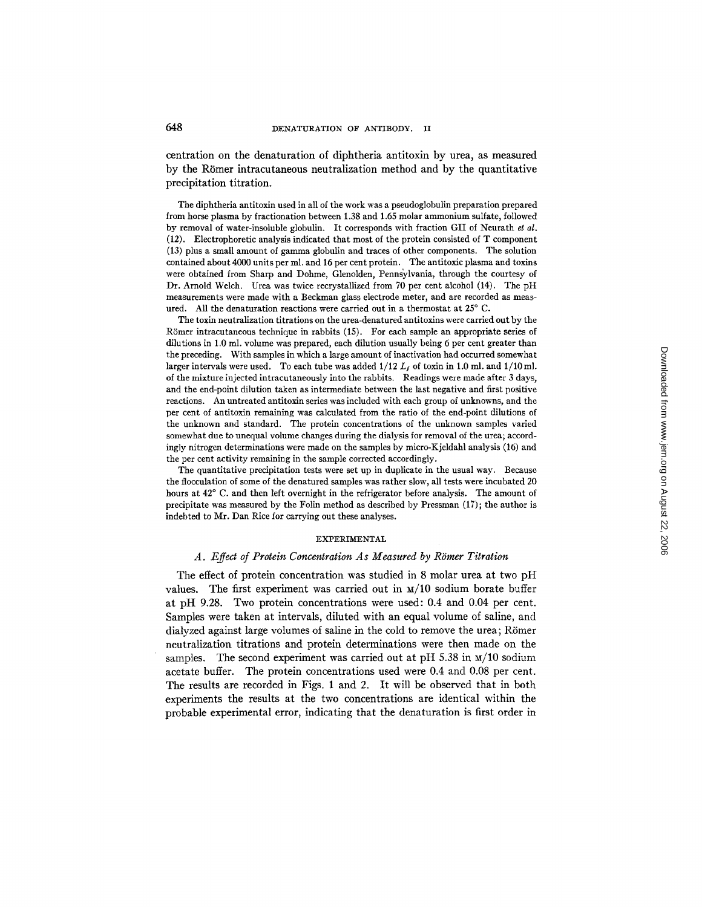centration on the denaturation of diphtheria antitoxin by urea, as measured by the Römer intracutaneous neutralization method and by the quantitative precipitation titration.

The diphtheria antitoxin used in all of the work was a pseudoglobulin preparation prepared from horse plasma by fractionation between 1.38 and 1.65 molar ammonium sulfate, followed by removal of water-insoluble globulin. It corresponds with fraction GII of Neurath *et al.* (12). Electrophoretic analysis indicated that most of the protein consisted of T component (13) plus a small amount of gamma globulin and traces of other components. The solution contained about 4000 units per ml. and 16 per cent protein. The antitoxic plasma and toxins were obtained from Sharp and Dohme, Glenolden, Pennsylvania, through the courtesy of Dr. Arnold Welch. Urea was twice recrystallized from 70 per cent alcohol (14). The pH measurements were made with a Beckman glass electrode meter, and are recorded as measured. All the denaturation reactions were carried out in a thermostat at 25° C.

The toxin neutralization titrations on the urea-denatured antitoxins were carried out by the Römer intracutaneous technique in rabbits (15). For each sample an appropriate series of dilutions in 1.0 ml. volume was prepared, each dilution usually being 6 per cent greater than the preceding. With samples in which a large amount of inactivation had occurred somewhat larger intervals were used. To each tube was added 1/12 $L_f$ of toxin in 1.0 ml. and 1/10 ml. of the mixture injected intracutaneously into the rabbits. Readings were made after 3 days, and the end-point dilution taken as intermediate between the last negative and first positive reactions. An untreated antitoxin series was included with each group of unknowns, and the per cent of antitoxin remaining was calculated from the ratio of the end-point dilutions of the unknown and standard. The protein concentrations of the unknown samples varied somewhat due to unequal volume changes during the dialysis for removal of the urea; accordingly nitrogen determinations were made on the samples by micro-Kjeldahl analysis (16) and the per cent activity remaining in the sample corrected accordingly.

The quantitative precipitation tests were set up in duplicate in the usual way. Because the flocculation of some of the denatured samples was rather slow, all tests were incubated 20 hours at 42° C. and then left overnight in the refrigerator before analysis. The amount of precipitate was measured by the Folin method as described by Pressman (17); the author is indebted to Mr. Dan Rice for carrying out these analyses.

## EXPERIMENTAL

### *A. Effect of Protein Concentration As Measured by Römer Titration*

The effect of protein concentration was studied in 8 molar urea at two pH values. The first experiment was carried out in M/10 sodium borate buffer at pH 9.28. Two protein concentrations were used: 0.4 and 0.04 per cent. Samples were taken at intervals, diluted with an equal volume of saline, and dialyzed against large volumes of saline in the cold to remove the urea; Römer neutralization titrations and protein determinations were then made on the samples. The second experiment was carried out at pH 5.38 in M/10 sodium acetate buffer. The protein concentrations used were 0.4 and 0.08 per cent. The results are recorded in Figs. 1 and 2. It will be observed that in both experiments the results at the two concentrations are identical within the probable experimental error, indicating that the denaturation is first order in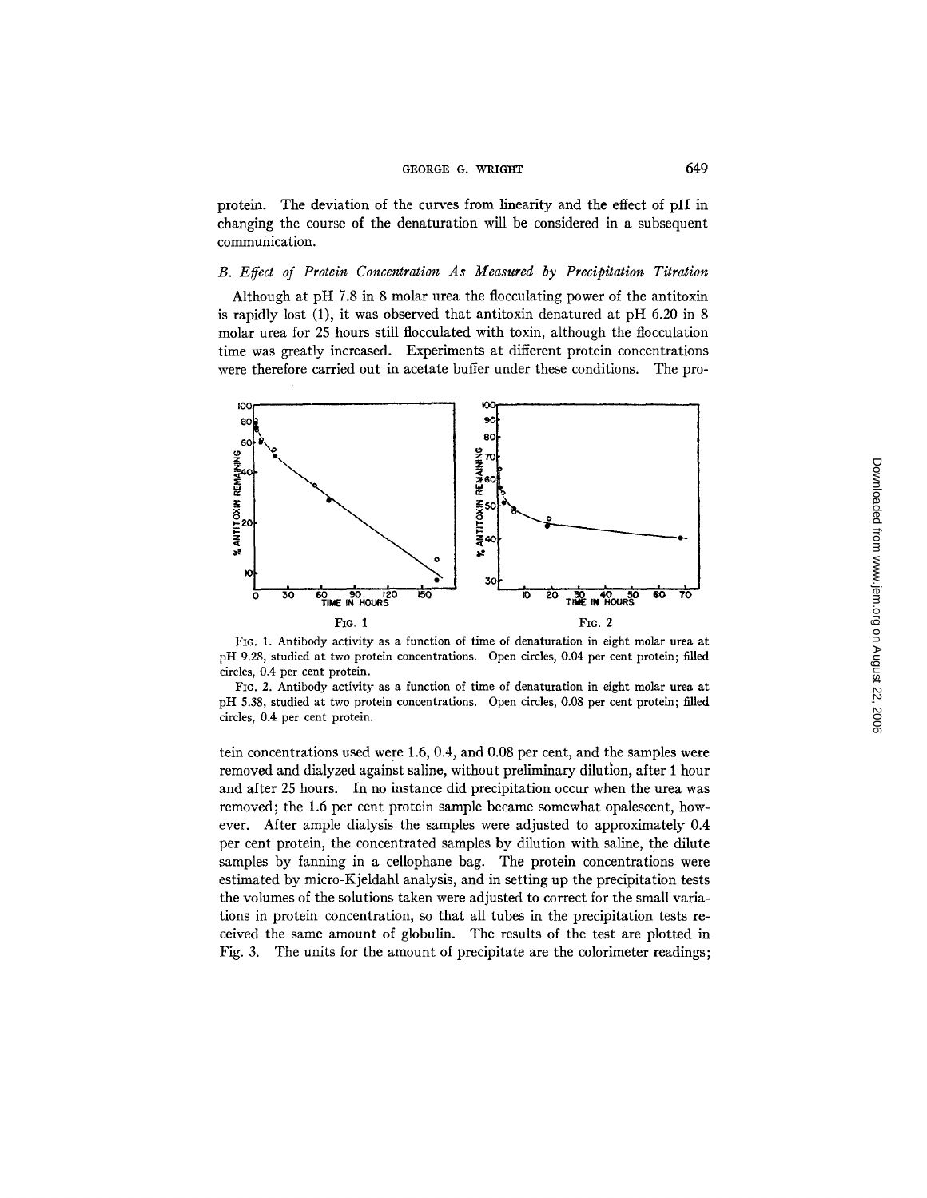protein. The deviation of the curves from linearity and the effect of pH in changing the course of the denaturation will be considered in a subsequent communication.

### B. *Effect of Protein Concentration As Measured by Precipitation Titration*

Although at pH 7.8 in 8 molar urea the flocculating power of the antitoxin is rapidly lost (1), it was observed that antitoxin denatured at pH 6.20 in 8 molar urea for 25 hours still flocculated with toxin, although the flocculation time was greatly increased. Experiments at different protein concentrations were therefore carried out in acetate buffer under these conditions. The protein concentrations used were 1.6, 0.4, and 0.08 per cent, and the samples were removed and dialyzed against saline, without preliminary dilution, after 1 hour and after 25 hours. In no instance did precipitation occur when the urea was removed; the 1.6 per cent protein sample became somewhat opalescent, however. After ample dialysis the samples were adjusted to approximately 0.4 per cent protein, the concentrated samples by dilution with saline, the dilute samples by fanning in a cellophane bag. The protein concentrations were estimated by micro-Kjeldahl analysis, and in setting up the precipitation tests the volumes of the solutions taken were adjusted to correct for the small variations in protein concentration, so that all tubes in the precipitation tests received the same amount of globulin. The results of the test are plotted in Fig. 3. The units for the amount of precipitate are the colorimeter readings;

FIG. 1. Antibody activity as a function of time of denaturation in eight molar urea at pH 9.28, studied at two protein concentrations. Open circles, 0.04 per cent protein; filled circles, 0.4 per cent protein.

FIG. 2. Antibody activity as a function of time of denaturation in eight molar urea at pH 5.38, studied at two protein concentrations. Open circles, 0.08 per cent protein; filled circles, 0.4 per cent protein.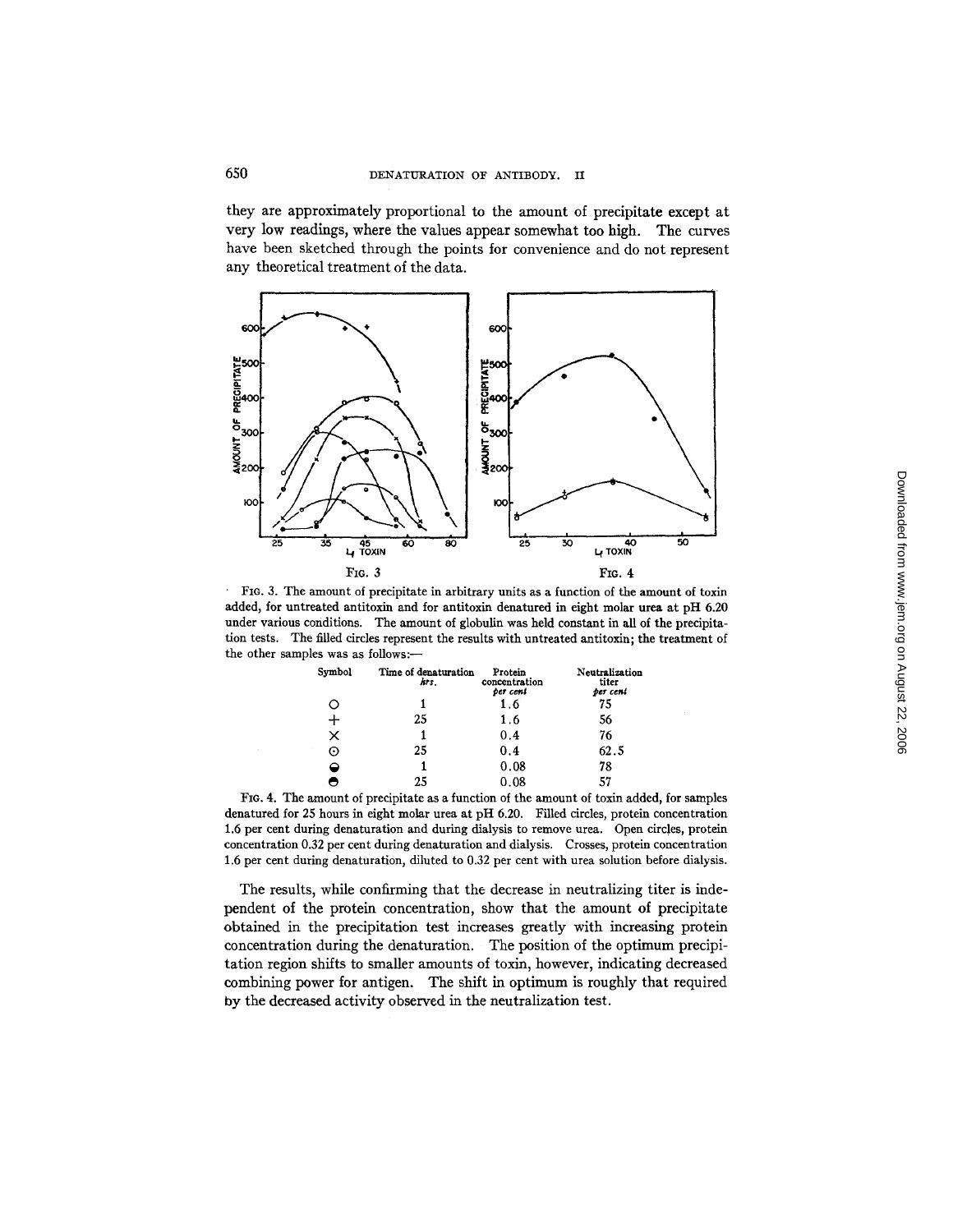they are approximately proportional to the amount of precipitate except at very low readings, where the values appear somewhat too high. The curves have been sketched through the points for convenience and do not represent any theoretical treatment of the data.

FIG. 3. The amount of precipitate in arbitrary units as a function of the amount of toxin added, for untreated antitoxin and for antitoxin denatured in eight molar urea at pH 6.20 under various conditions. The amount of globulin was held constant in all of the precipitation tests. The filled circles represent the results with untreated antitoxin; the treatment of the other samples was as follows:—

| Symbol | Time of denaturation *hrs.* | Protein concentration *per cent* | Neutralization titer *per cent* |
|---|---|---|---|
| ○ | 1 | 1.6 | 75 |
| + | 25 | 1.6 | 56 |
| × | 1 | 0.4 | 76 |
| ⊙ | 25 | 0.4 | 62.5 |
| ◒ | 1 | 0.08 | 78 |
| ◓ | 25 | 0.08 | 57 |

FIG. 4. The amount of precipitate as a function of the amount of toxin added, for samples denatured for 25 hours in eight molar urea at pH 6.20. Filled circles, protein concentration 1.6 per cent during denaturation and during dialysis to remove urea. Open circles, protein concentration 0.32 per cent during denaturation and dialysis. Crosses, protein concentration 1.6 per cent during denaturation, diluted to 0.32 per cent with urea solution before dialysis.

The results, while confirming that the decrease in neutralizing titer is independent of the protein concentration, show that the amount of precipitate obtained in the precipitation test increases greatly with increasing protein concentration during the denaturation. The position of the optimum precipitation region shifts to smaller amounts of toxin, however, indicating decreased combining power for antigen. The shift in optimum is roughly that required by the decreased activity observed in the neutralization test.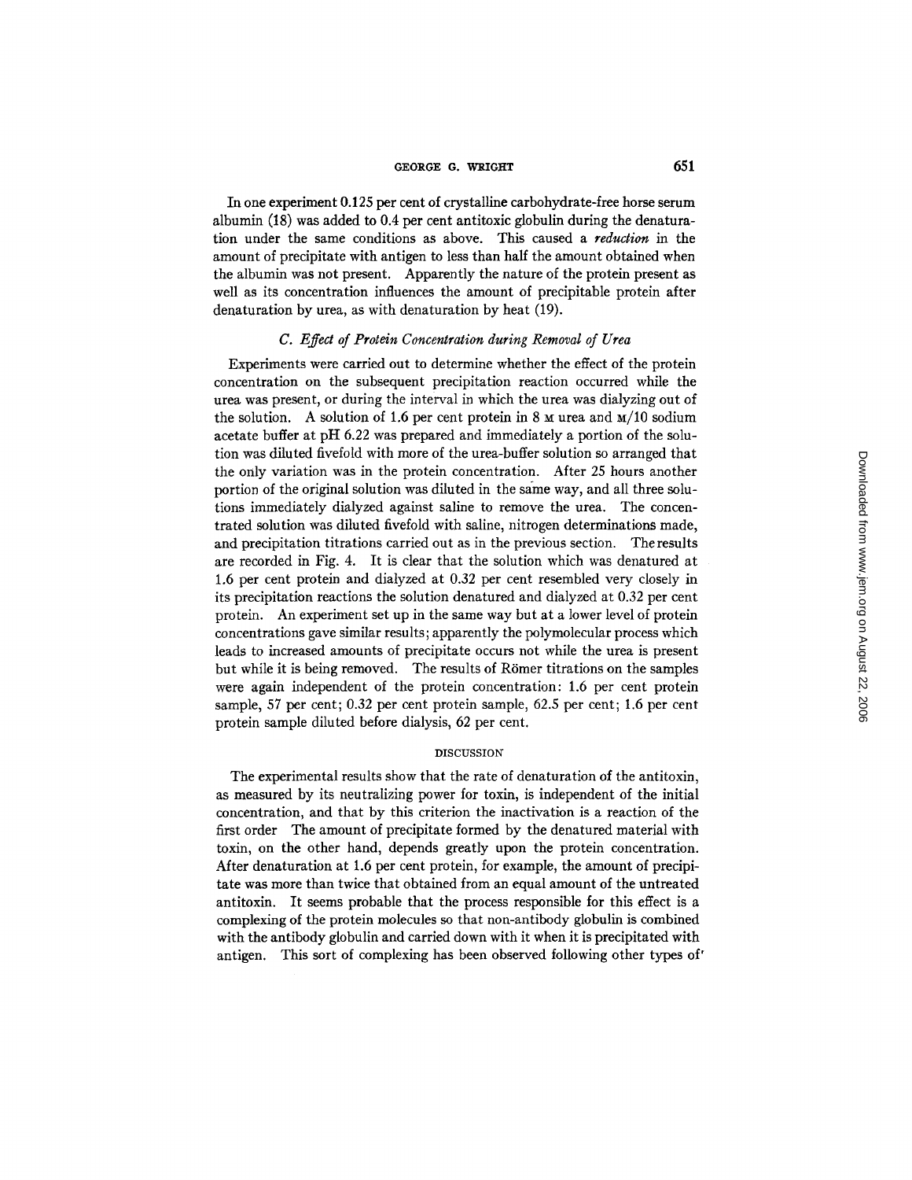In one experiment 0.125 per cent of crystalline carbohydrate-free horse serum albumin (18) was added to 0.4 per cent antitoxic globulin during the denaturation under the same conditions as above. This caused a *reduction* in the amount of precipitate with antigen to less than half the amount obtained when the albumin was not present. Apparently the nature of the protein present as well as its concentration influences the amount of precipitable protein after denaturation by urea, as with denaturation by heat (19).

### *C. Effect of Protein Concentration during Removal of Urea*

Experiments were carried out to determine whether the effect of the protein concentration on the subsequent precipitation reaction occurred while the urea was present, or during the interval in which the urea was dialyzing out of the solution. A solution of 1.6 per cent protein in 8 M urea and M/10 sodium acetate buffer at pH 6.22 was prepared and immediately a portion of the solution was diluted fivefold with more of the urea-buffer solution so arranged that the only variation was in the protein concentration. After 25 hours another portion of the original solution was diluted in the same way, and all three solutions immediately dialyzed against saline to remove the urea. The concentrated solution was diluted fivefold with saline, nitrogen determinations made, and precipitation titrations carried out as in the previous section. The results are recorded in Fig. 4. It is clear that the solution which was denatured at 1.6 per cent protein and dialyzed at 0.32 per cent resembled very closely in its precipitation reactions the solution denatured and dialyzed at 0.32 per cent protein. An experiment set up in the same way but at a lower level of protein concentrations gave similar results; apparently the polymolecular process which leads to increased amounts of precipitate occurs not while the urea is present but while it is being removed. The results of Römer titrations on the samples were again independent of the protein concentration: 1.6 per cent protein sample, 57 per cent; 0.32 per cent protein sample, 62.5 per cent; 1.6 per cent protein sample diluted before dialysis, 62 per cent.

## DISCUSSION

The experimental results show that the rate of denaturation of the antitoxin, as measured by its neutralizing power for toxin, is independent of the initial concentration, and that by this criterion the inactivation is a reaction of the first order The amount of precipitate formed by the denatured material with toxin, on the other hand, depends greatly upon the protein concentration. After denaturation at 1.6 per cent protein, for example, the amount of precipitate was more than twice that obtained from an equal amount of the untreated antitoxin. It seems probable that the process responsible for this effect is a complexing of the protein molecules so that non-antibody globulin is combined with the antibody globulin and carried down with it when it is precipitated with antigen. This sort of complexing has been observed following other types of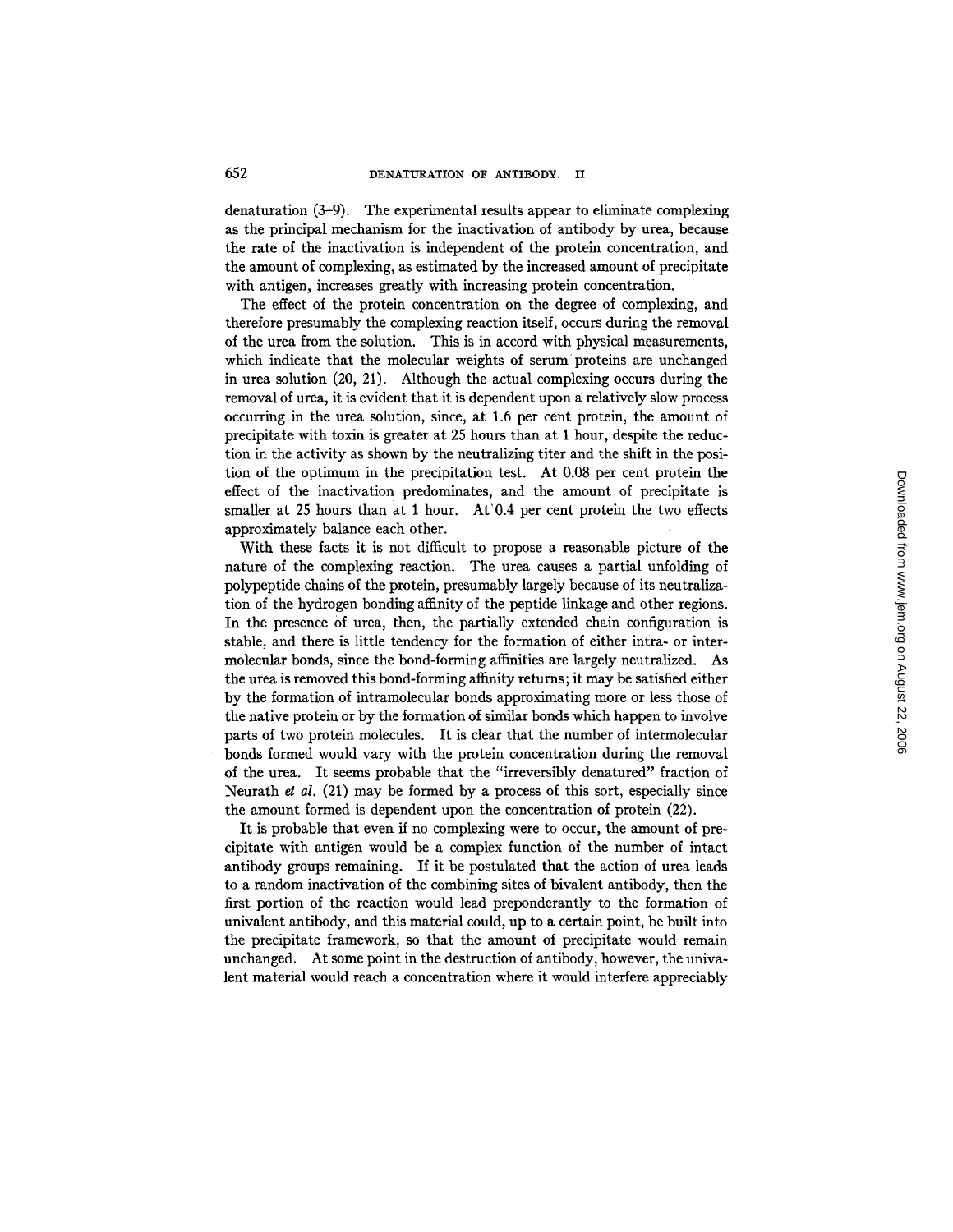denaturation (3–9). The experimental results appear to eliminate complexing as the principal mechanism for the inactivation of antibody by urea, because the rate of the inactivation is independent of the protein concentration, and the amount of complexing, as estimated by the increased amount of precipitate with antigen, increases greatly with increasing protein concentration.

The effect of the protein concentration on the degree of complexing, and therefore presumably the complexing reaction itself, occurs during the removal of the urea from the solution. This is in accord with physical measurements, which indicate that the molecular weights of serum proteins are unchanged in urea solution (20, 21). Although the actual complexing occurs during the removal of urea, it is evident that it is dependent upon a relatively slow process occurring in the urea solution, since, at 1.6 per cent protein, the amount of precipitate with toxin is greater at 25 hours than at 1 hour, despite the reduction in the activity as shown by the neutralizing titer and the shift in the position of the optimum in the precipitation test. At 0.08 per cent protein the effect of the inactivation predominates, and the amount of precipitate is smaller at 25 hours than at 1 hour. At 0.4 per cent protein the two effects approximately balance each other.

With these facts it is not difficult to propose a reasonable picture of the nature of the complexing reaction. The urea causes a partial unfolding of polypeptide chains of the protein, presumably largely because of its neutralization of the hydrogen bonding affinity of the peptide linkage and other regions. In the presence of urea, then, the partially extended chain configuration is stable, and there is little tendency for the formation of either intra- or intermolecular bonds, since the bond-forming affinities are largely neutralized. As the urea is removed this bond-forming affinity returns; it may be satisfied either by the formation of intramolecular bonds approximating more or less those of the native protein or by the formation of similar bonds which happen to involve parts of two protein molecules. It is clear that the number of intermolecular bonds formed would vary with the protein concentration during the removal of the urea. It seems probable that the "irreversibly denatured" fraction of Neurath *et al.* (21) may be formed by a process of this sort, especially since the amount formed is dependent upon the concentration of protein (22).

It is probable that even if no complexing were to occur, the amount of precipitate with antigen would be a complex function of the number of intact antibody groups remaining. If it be postulated that the action of urea leads to a random inactivation of the combining sites of bivalent antibody, then the first portion of the reaction would lead preponderantly to the formation of univalent antibody, and this material could, up to a certain point, be built into the precipitate framework, so that the amount of precipitate would remain unchanged. At some point in the destruction of antibody, however, the univalent material would reach a concentration where it would interfere appreciably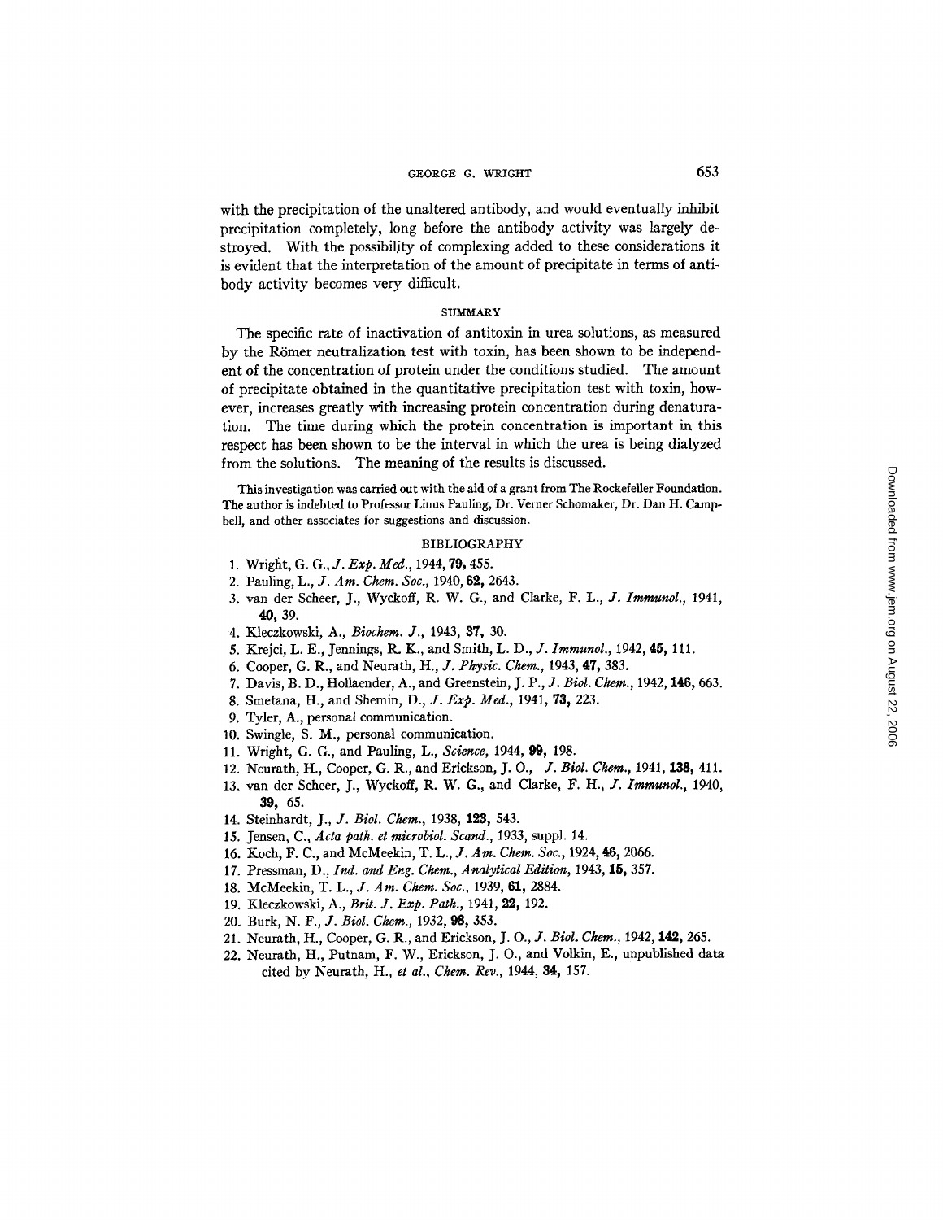with the precipitation of the unaltered antibody, and would eventually inhibit precipitation completely, long before the antibody activity was largely destroyed. With the possibility of complexing added to these considerations it is evident that the interpretation of the amount of precipitate in terms of antibody activity becomes very difficult.

## SUMMARY

The specific rate of inactivation of antitoxin in urea solutions, as measured by the Römer neutralization test with toxin, has been shown to be independent of the concentration of protein under the conditions studied. The amount of precipitate obtained in the quantitative precipitation test with toxin, however, increases greatly with increasing protein concentration during denaturation. The time during which the protein concentration is important in this respect has been shown to be the interval in which the urea is being dialyzed from the solutions. The meaning of the results is discussed.

This investigation was carried out with the aid of a grant from The Rockefeller Foundation. The author is indebted to Professor Linus Pauling, Dr. Verner Schomaker, Dr. Dan H. Campbell, and other associates for suggestions and discussion.

## BIBLIOGRAPHY

1. Wright, G. G., *J. Exp. Med.*, 1944, **79,** 455.
2. Pauling, L., *J. Am. Chem. Soc.*, 1940, **62,** 2643.
3. van der Scheer, J., Wyckoff, R. W. G., and Clarke, F. L., *J. Immunol.*, 1941, **40,** 39.
4. Kleczkowski, A., *Biochem. J.*, 1943, **37,** 30.
5. Krejci, L. E., Jennings, R. K., and Smith, L. D., *J. Immunol.*, 1942, **45,** 111.
6. Cooper, G. R., and Neurath, H., *J. Physic. Chem.*, 1943, **47,** 383.
7. Davis, B. D., Hollaender, A., and Greenstein, J. P., *J. Biol. Chem.*, 1942, **146,** 663.
8. Smetana, H., and Shemin, D., *J. Exp. Med.*, 1941, **73,** 223.
9. Tyler, A., personal communication.
10. Swingle, S. M., personal communication.
11. Wright, G. G., and Pauling, L., *Science*, 1944, **99,** 198.
12. Neurath, H., Cooper, G. R., and Erickson, J. O., *J. Biol. Chem.*, 1941, **138,** 411.
13. van der Scheer, J., Wyckoff, R. W. G., and Clarke, F. H., *J. Immunol.*, 1940, **39,** 65.
14. Steinhardt, J., *J. Biol. Chem.*, 1938, **123,** 543.
15. Jensen, C., *Acta path. et microbiol. Scand.*, 1933, suppl. 14.
16. Koch, F. C., and McMeekin, T. L., *J. Am. Chem. Soc.*, 1924, **46,** 2066.
17. Pressman, D., *Ind. and Eng. Chem., Analytical Edition*, 1943, **15,** 357.
18. McMeekin, T. L., *J. Am. Chem. Soc.*, 1939, **61,** 2884.
19. Kleczkowski, A., *Brit. J. Exp. Path.*, 1941, **22,** 192.
20. Burk, N. F., *J. Biol. Chem.*, 1932, **98,** 353.
21. Neurath, H., Cooper, G. R., and Erickson, J. O., *J. Biol. Chem.*, 1942, **142,** 265.
22. Neurath, H., Putnam, F. W., Erickson, J. O., and Volkin, E., unpublished data cited by Neurath, H., *et al.*, *Chem. Rev.*, 1944, **34,** 157.